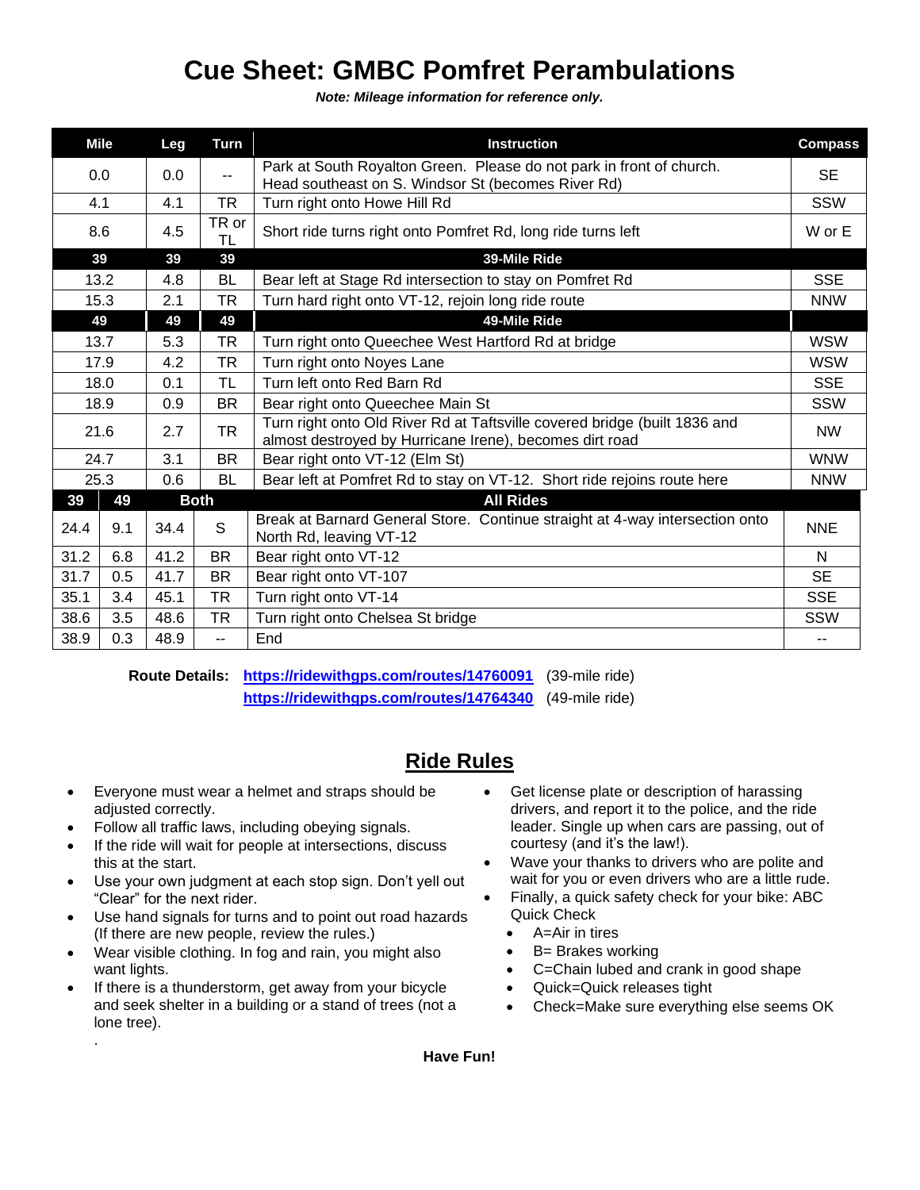# Cue Sheet: GMBC Pomfret Perambulations

***Note: Mileage information for reference only.***

| Mile | Leg | Turn | Instruction | Compass |
|---|---|---|---|---|
| 0.0 | 0.0 | -- | Park at South Royalton Green. Please do not park in front of church. Head southeast on S. Windsor St (becomes River Rd) | SE |
| 4.1 | 4.1 | TR | Turn right onto Howe Hill Rd | SSW |
| 8.6 | 4.5 | TR or TL | Short ride turns right onto Pomfret Rd, long ride turns left | W or E |
| **39** | **39** | **39** | **39-Mile Ride** | |
| 13.2 | 4.8 | BL | Bear left at Stage Rd intersection to stay on Pomfret Rd | SSE |
| 15.3 | 2.1 | TR | Turn hard right onto VT-12, rejoin long ride route | NNW |
| **49** | **49** | **49** | **49-Mile Ride** | |
| 13.7 | 5.3 | TR | Turn right onto Queechee West Hartford Rd at bridge | WSW |
| 17.9 | 4.2 | TR | Turn right onto Noyes Lane | WSW |
| 18.0 | 0.1 | TL | Turn left onto Red Barn Rd | SSE |
| 18.9 | 0.9 | BR | Bear right onto Queechee Main St | SSW |
| 21.6 | 2.7 | TR | Turn right onto Old River Rd at Taftsville covered bridge (built 1836 and almost destroyed by Hurricane Irene), becomes dirt road | NW |
| 24.7 | 3.1 | BR | Bear right onto VT-12 (Elm St) | WNW |
| 25.3 | 0.6 | BL | Bear left at Pomfret Rd to stay on VT-12. Short ride rejoins route here | NNW |

| 39 | 49 | Both | | All Rides | |
|---|---|---|---|---|---|
| 24.4 | 9.1 | 34.4 | S | Break at Barnard General Store. Continue straight at 4-way intersection onto North Rd, leaving VT-12 | NNE |
| 31.2 | 6.8 | 41.2 | BR | Bear right onto VT-12 | N |
| 31.7 | 0.5 | 41.7 | BR | Bear right onto VT-107 | SE |
| 35.1 | 3.4 | 45.1 | TR | Turn right onto VT-14 | SSE |
| 38.6 | 3.5 | 48.6 | TR | Turn right onto Chelsea St bridge | SSW |
| 38.9 | 0.3 | 48.9 | -- | End | -- |

**Route Details:** [https://ridewithgps.com/routes/14760091](https://ridewithgps.com/routes/14760091) (39-mile ride)
[https://ridewithgps.com/routes/14764340](https://ridewithgps.com/routes/14764340) (49-mile ride)

## Ride Rules

- Everyone must wear a helmet and straps should be adjusted correctly.
- Follow all traffic laws, including obeying signals.
- If the ride will wait for people at intersections, discuss this at the start.
- Use your own judgment at each stop sign. Don't yell out "Clear" for the next rider.
- Use hand signals for turns and to point out road hazards (If there are new people, review the rules.)
- Wear visible clothing. In fog and rain, you might also want lights.
- If there is a thunderstorm, get away from your bicycle and seek shelter in a building or a stand of trees (not a lone tree).
- Get license plate or description of harassing drivers, and report it to the police, and the ride leader. Single up when cars are passing, out of courtesy (and it's the law!).
- Wave your thanks to drivers who are polite and wait for you or even drivers who are a little rude.
- Finally, a quick safety check for your bike: ABC Quick Check
  - A=Air in tires
  - B= Brakes working
  - C=Chain lubed and crank in good shape
  - Quick=Quick releases tight
  - Check=Make sure everything else seems OK

**Have Fun!**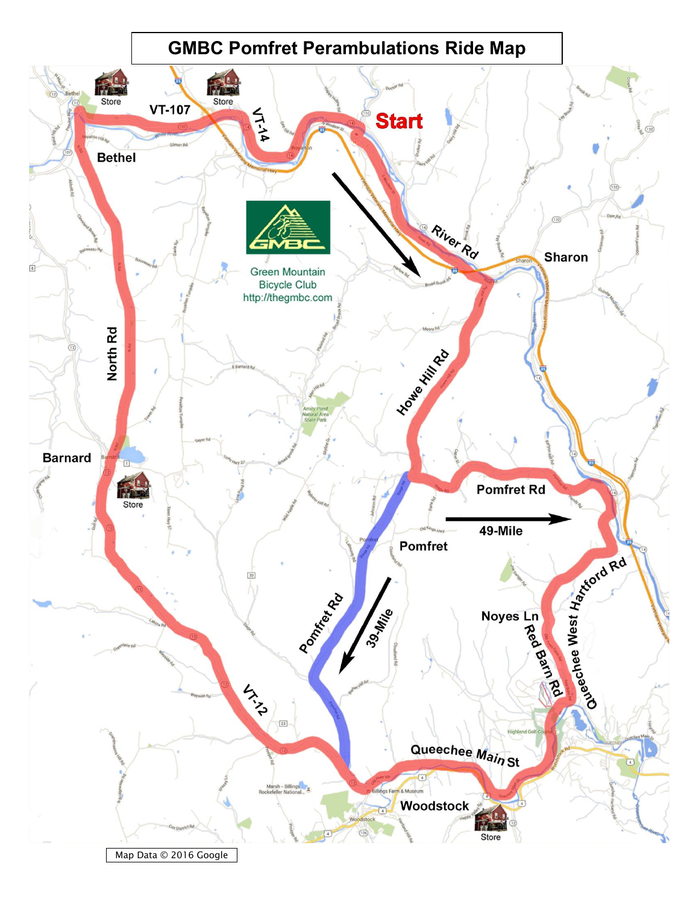# GMBC Pomfret Perambulations Ride Map

Start

Store

Store

Store

Store

VT-107

VT-14

Bethel

River Rd

Sharon

Green Mountain Bicycle Club
http://thegmbc.com

North Rd

Howe Hill Rd

Barnard

Pomfret Rd

49-Mile

Pomfret

Queechee West Hartford Rd

Noyes Ln

Red Barn Rd

Pomfret Rd

39-Mile

VT-12

Queechee Main St

Woodstock

Map Data © 2016 Google